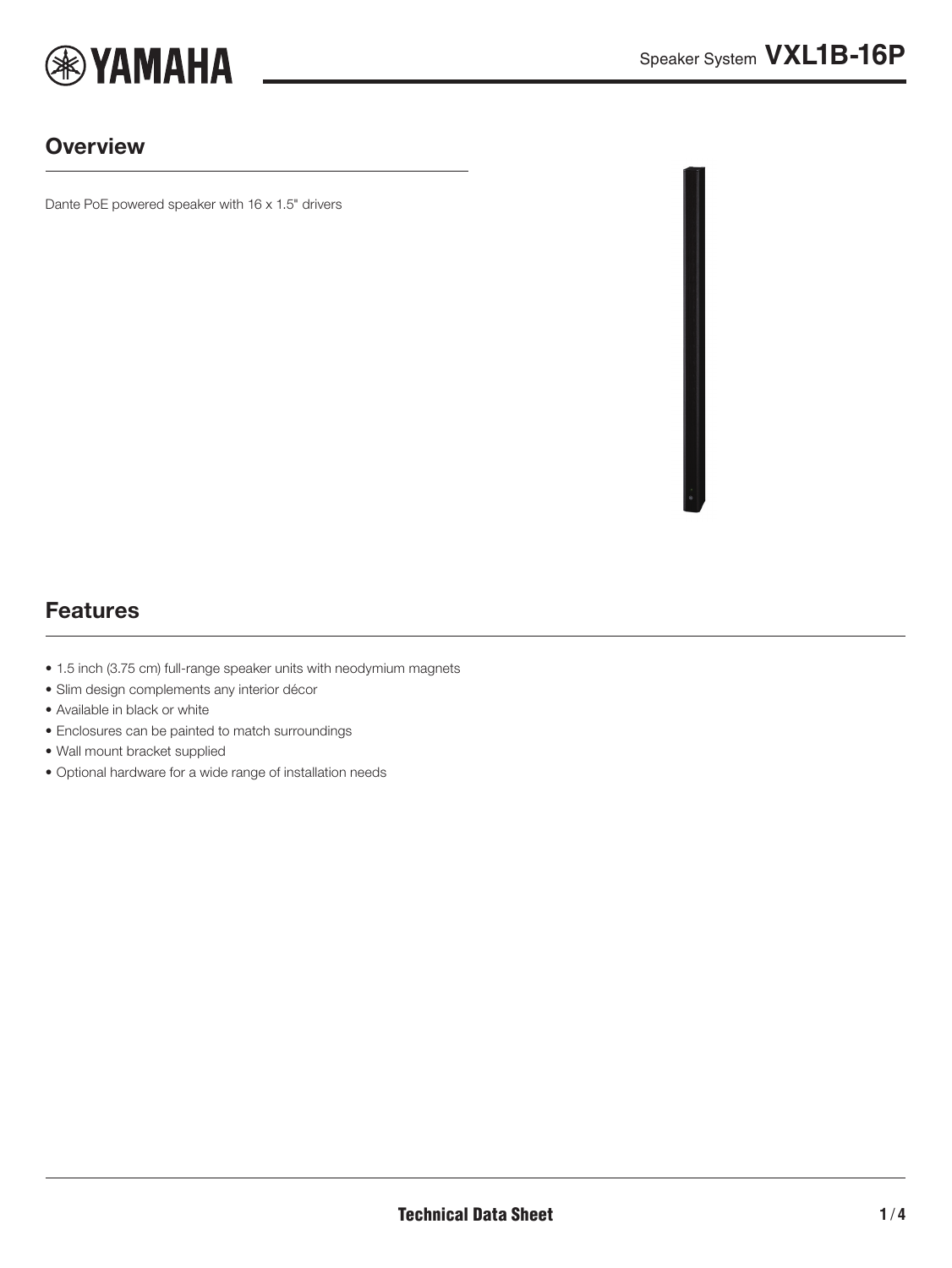# Speaker System VXL1B-16P

## Overview

Dante PoE powered speaker with 16 x 1.5" drivers

## Features

- 1.5 inch (3.75 cm) full-range speaker units with neodymium magnets
- Slim design complements any interior décor
- Available in black or white
- Enclosures can be painted to match surroundings
- Wall mount bracket supplied
- Optional hardware for a wide range of installation needs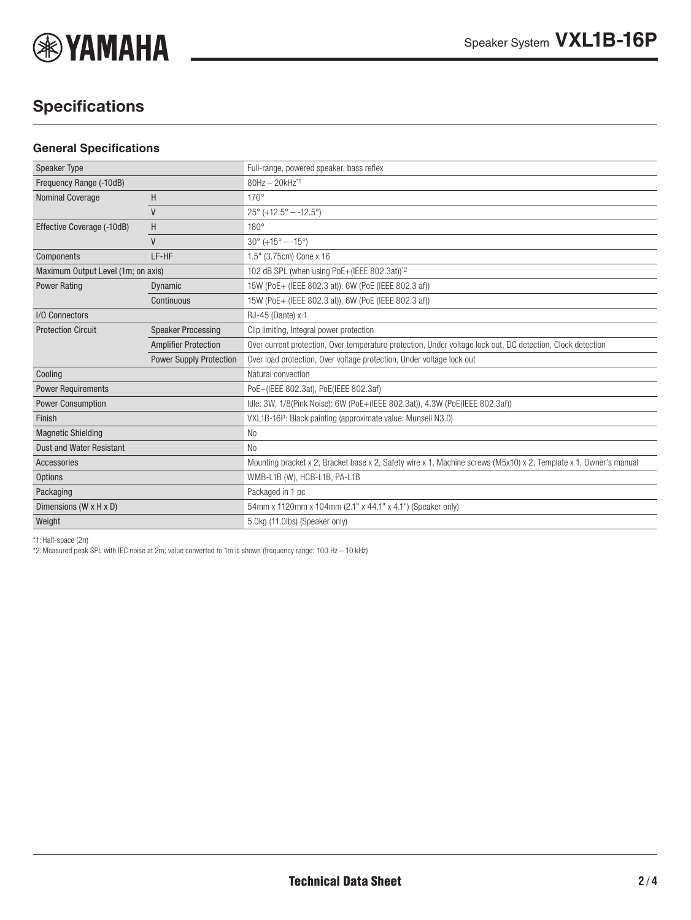## Specifications

### General Specifications

| | | |
|---|---|---|
| Speaker Type | | Full-range, powered speaker, bass reflex |
| Frequency Range (-10dB) | | 80Hz – 20kHz[*1] |
| Nominal Coverage | H | 170° |
| | V | 25° (+12.5° – -12.5°) |
| Effective Coverage (-10dB) | H | 180° |
| | V | 30° (+15° – -15°) |
| Components | LF-HF | 1.5" (3.75cm) Cone x 16 |
| Maximum Output Level (1m; on axis) | | 102 dB SPL (when using PoE+(IEEE 802.3at))[*2] |
| Power Rating | Dynamic | 15W (PoE+ (IEEE 802.3 at)), 6W (PoE (IEEE 802.3 af)) |
| | Continuous | 15W (PoE+ (IEEE 802.3 at)), 6W (PoE (IEEE 802.3 af)) |
| I/O Connectors | | RJ-45 (Dante) x 1 |
| Protection Circuit | Speaker Processing | Clip limiting, Integral power protection |
| | Amplifier Protection | Over current protection, Over temperature protection, Under voltage lock out, DC detection, Clock detection |
| | Power Supply Protection | Over load protection, Over voltage protection, Under voltage lock out |
| Cooling | | Natural convection |
| Power Requirements | | PoE+(IEEE 802.3at), PoE(IEEE 802.3af) |
| Power Consumption | | Idle: 3W, 1/8(Pink Noise): 6W (PoE+(IEEE 802.3at)), 4.3W (PoE(IEEE 802.3af)) |
| Finish | | VXL1B-16P: Black painting (approximate value: Munsell N3.0) |
| Magnetic Shielding | | No |
| Dust and Water Resistant | | No |
| Accessories | | Mounting bracket x 2, Bracket base x 2, Safety wire x 1, Machine screws (M5x10) x 2, Template x 1, Owner's manual |
| Options | | WMB-L1B (W), HCB-L1B, PA-L1B |
| Packaging | | Packaged in 1 pc |
| Dimensions (W x H x D) | | 54mm x 1120mm x 104mm (2.1" x 44.1" x 4.1") (Speaker only) |
| Weight | | 5.0kg (11.0lbs) (Speaker only) |

*1: Half-space ($2\pi$)

*2: Measured peak SPL with IEC noise at 2m; value converted to 1m is shown (frequency range: 100 Hz – 10 kHz)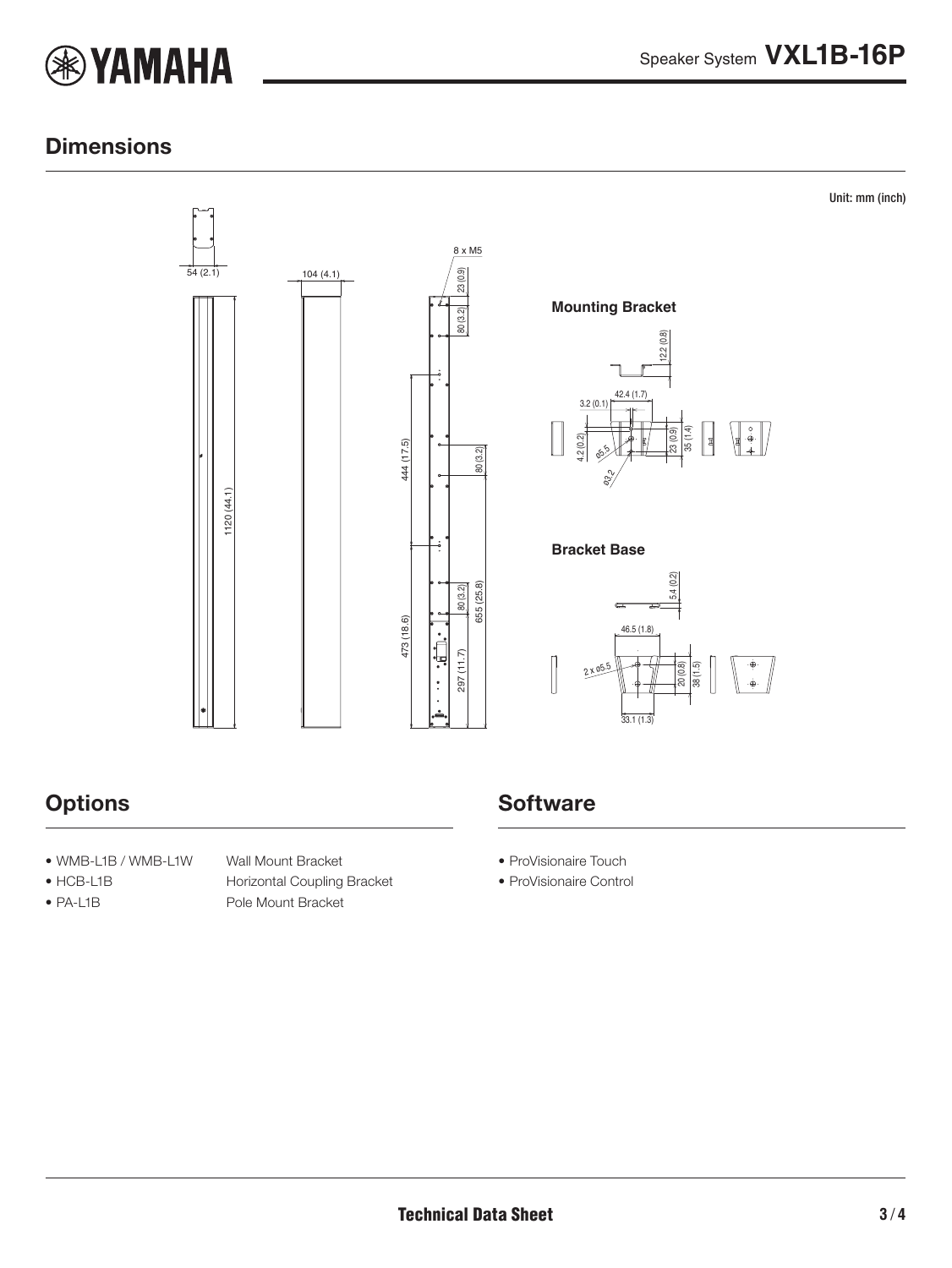## Dimensions

Unit: mm (inch)

54 (2.1)

104 (4.1)

8 x M5

23 (0.9)

80 (3.2)

444 (17.5)

80 (3.2)

1120 (44.1)

473 (18.6)

80 (3.2)

655 (25.8)

297 (11.7)

**Mounting Bracket**

12.2 (0.8)

42.4 (1.7)

3.2 (0.1)

4.2 (0.2)

ø5.5

ø3.2

23 (0.9)

35 (1.4)

**Bracket Base**

5.4 (0.2)

46.5 (1.8)

2 x ø5.5

20 (0.8)

38 (1.5)

33.1 (1.3)

## Options

- WMB-L1B / WMB-L1W — Wall Mount Bracket
- HCB-L1B — Horizontal Coupling Bracket
- PA-L1B — Pole Mount Bracket

## Software

- ProVisionaire Touch
- ProVisionaire Control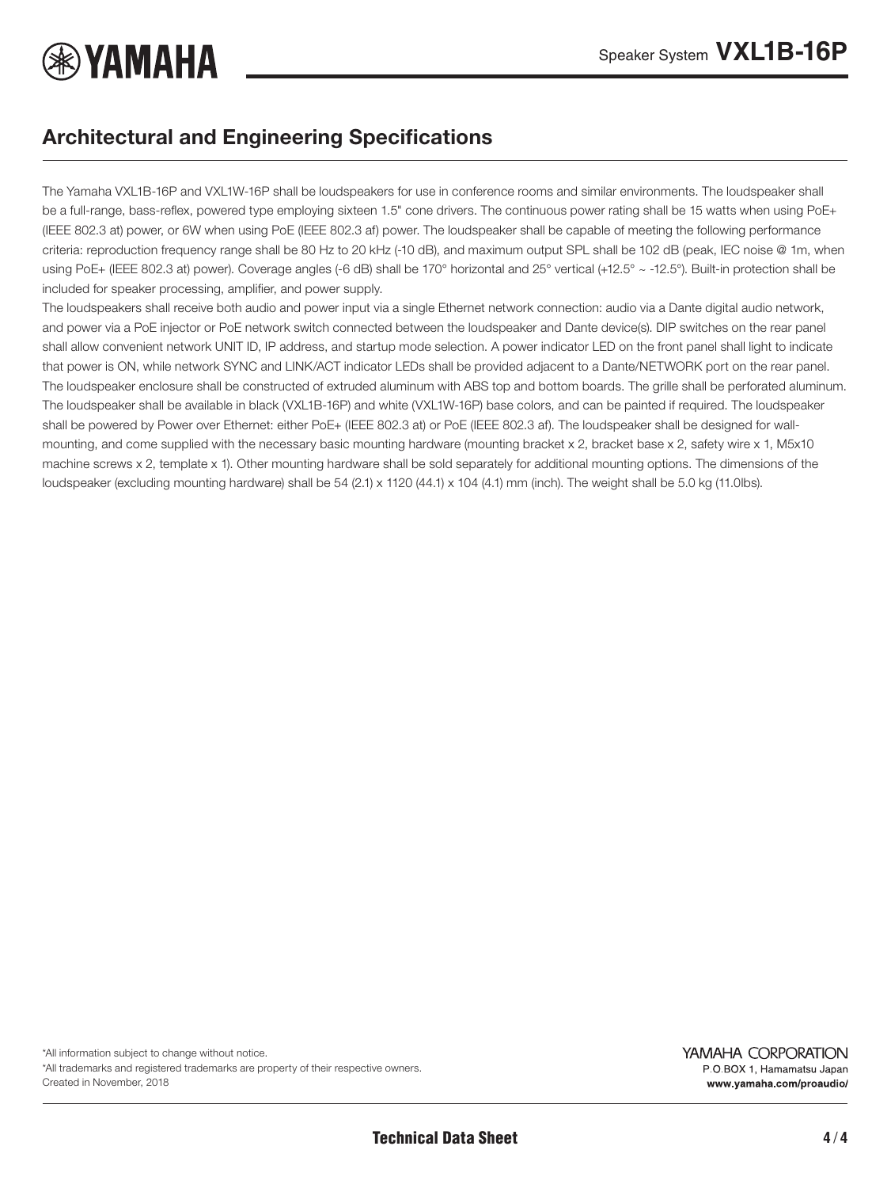## Architectural and Engineering Specifications

The Yamaha VXL1B-16P and VXL1W-16P shall be loudspeakers for use in conference rooms and similar environments. The loudspeaker shall be a full-range, bass-reflex, powered type employing sixteen 1.5" cone drivers. The continuous power rating shall be 15 watts when using PoE+ (IEEE 802.3 at) power, or 6W when using PoE (IEEE 802.3 af) power. The loudspeaker shall be capable of meeting the following performance criteria: reproduction frequency range shall be 80 Hz to 20 kHz (-10 dB), and maximum output SPL shall be 102 dB (peak, IEC noise @ 1m, when using PoE+ (IEEE 802.3 at) power). Coverage angles (-6 dB) shall be 170° horizontal and 25° vertical (+12.5° ~ -12.5°). Built-in protection shall be included for speaker processing, amplifier, and power supply.

The loudspeakers shall receive both audio and power input via a single Ethernet network connection: audio via a Dante digital audio network, and power via a PoE injector or PoE network switch connected between the loudspeaker and Dante device(s). DIP switches on the rear panel shall allow convenient network UNIT ID, IP address, and startup mode selection. A power indicator LED on the front panel shall light to indicate that power is ON, while network SYNC and LINK/ACT indicator LEDs shall be provided adjacent to a Dante/NETWORK port on the rear panel. The loudspeaker enclosure shall be constructed of extruded aluminum with ABS top and bottom boards. The grille shall be perforated aluminum. The loudspeaker shall be available in black (VXL1B-16P) and white (VXL1W-16P) base colors, and can be painted if required. The loudspeaker shall be powered by Power over Ethernet: either PoE+ (IEEE 802.3 at) or PoE (IEEE 802.3 af). The loudspeaker shall be designed for wall-mounting, and come supplied with the necessary basic mounting hardware (mounting bracket x 2, bracket base x 2, safety wire x 1, M5x10 machine screws x 2, template x 1). Other mounting hardware shall be sold separately for additional mounting options. The dimensions of the loudspeaker (excluding mounting hardware) shall be 54 (2.1) x 1120 (44.1) x 104 (4.1) mm (inch). The weight shall be 5.0 kg (11.0lbs).

*All information subject to change without notice.
*All trademarks and registered trademarks are property of their respective owners.
Created in November, 2018

YAMAHA CORPORATION
P.O.BOX 1, Hamamatsu Japan
www.yamaha.com/proaudio/